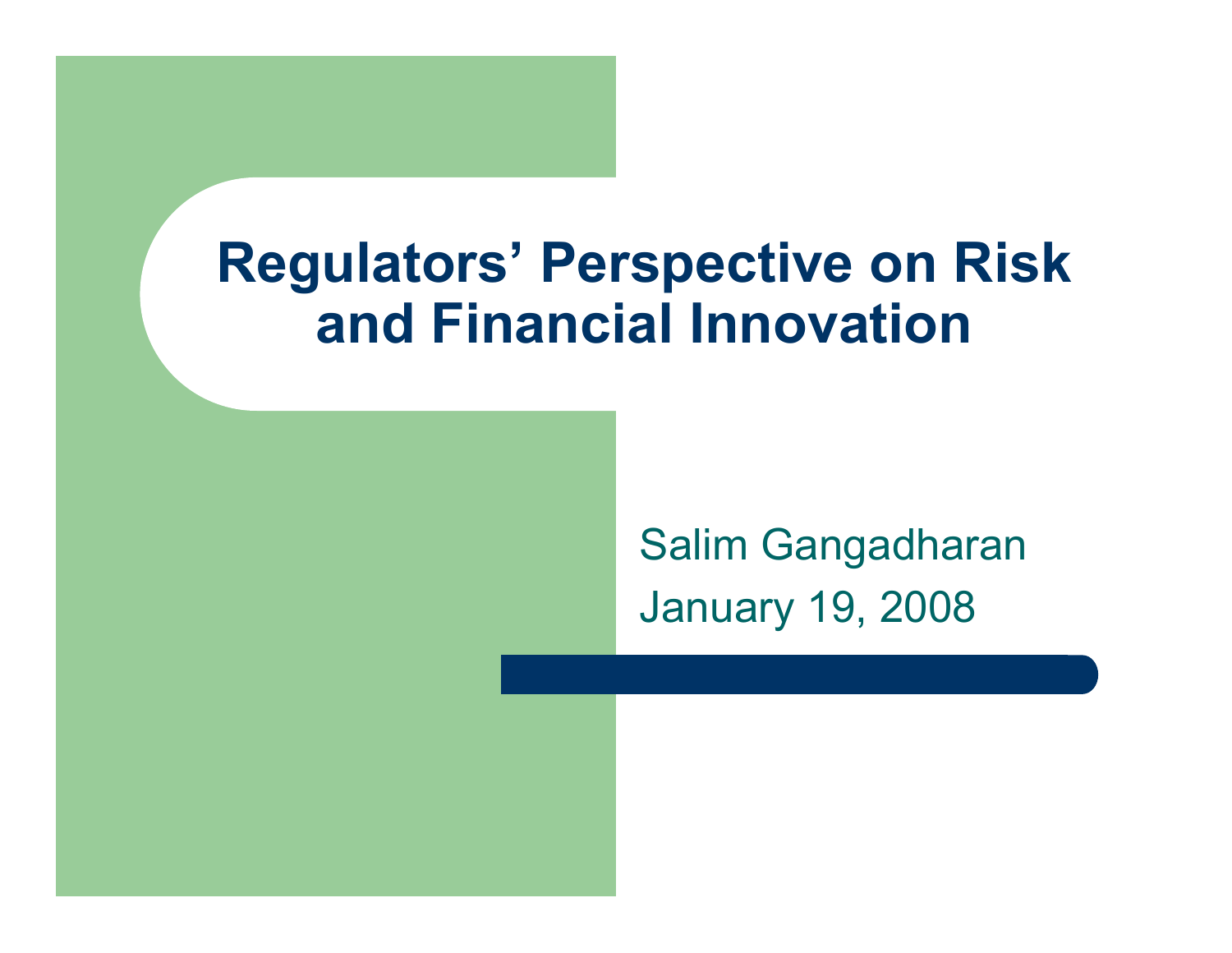# Regulators' Perspective on Risk and Financial Innovation

Salim Gangadharan

January 19, 2008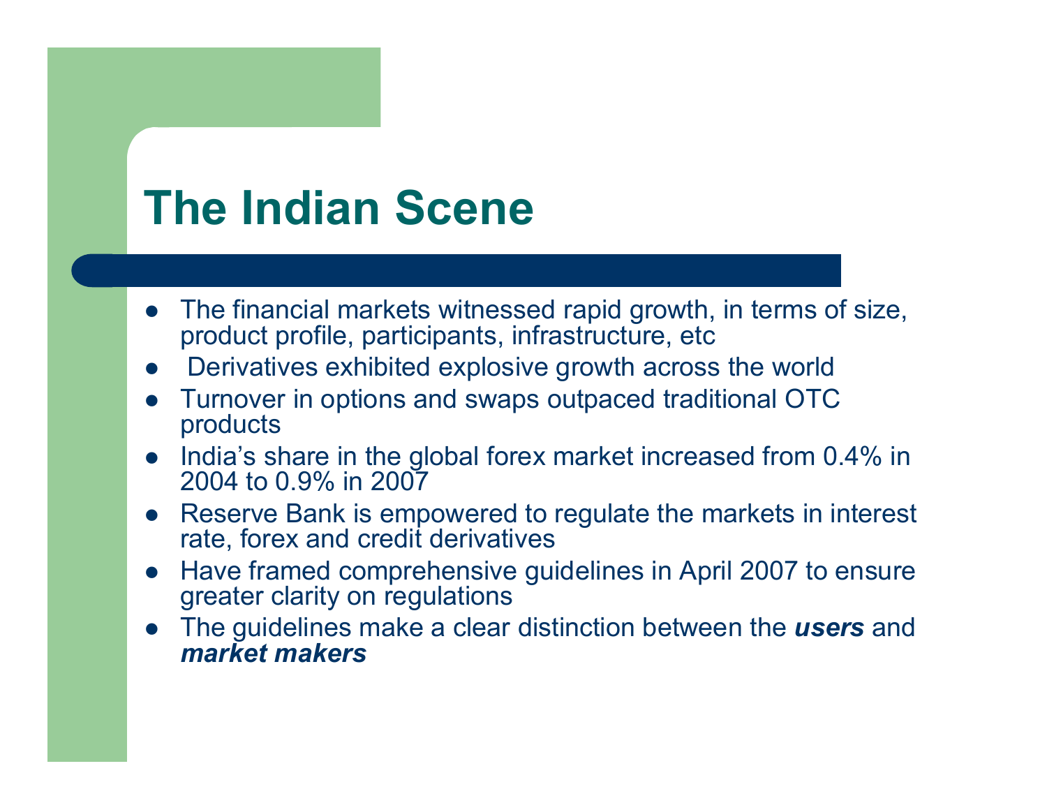# The Indian Scene

- The financial markets witnessed rapid growth, in terms of size, product profile, participants, infrastructure, etc
- Derivatives exhibited explosive growth across the world
- Turnover in options and swaps outpaced traditional OTC products
- India's share in the global forex market increased from 0.4% in 2004 to 0.9% in 2007
- Reserve Bank is empowered to regulate the markets in interest rate, forex and credit derivatives
- Have framed comprehensive guidelines in April 2007 to ensure greater clarity on regulations
- The guidelines make a clear distinction between the ***users*** and ***market makers***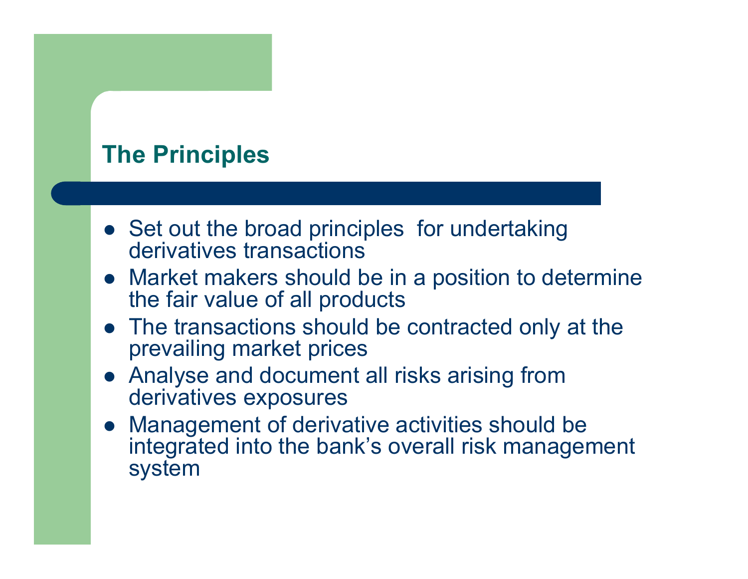## The Principles

- Set out the broad principles for undertaking derivatives transactions
- Market makers should be in a position to determine the fair value of all products
- The transactions should be contracted only at the prevailing market prices
- Analyse and document all risks arising from derivatives exposures
- Management of derivative activities should be integrated into the bank's overall risk management system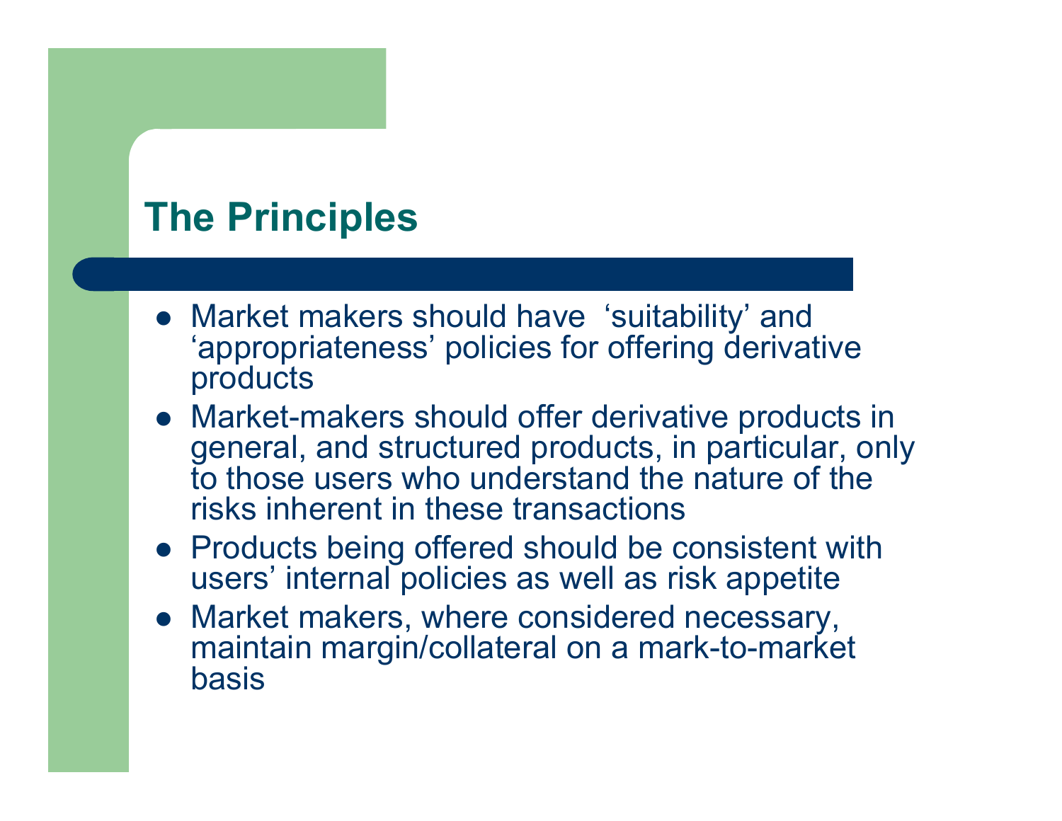# The Principles

- Market makers should have 'suitability' and 'appropriateness' policies for offering derivative products
- Market-makers should offer derivative products in general, and structured products, in particular, only to those users who understand the nature of the risks inherent in these transactions
- Products being offered should be consistent with users' internal policies as well as risk appetite
- Market makers, where considered necessary, maintain margin/collateral on a mark-to-market basis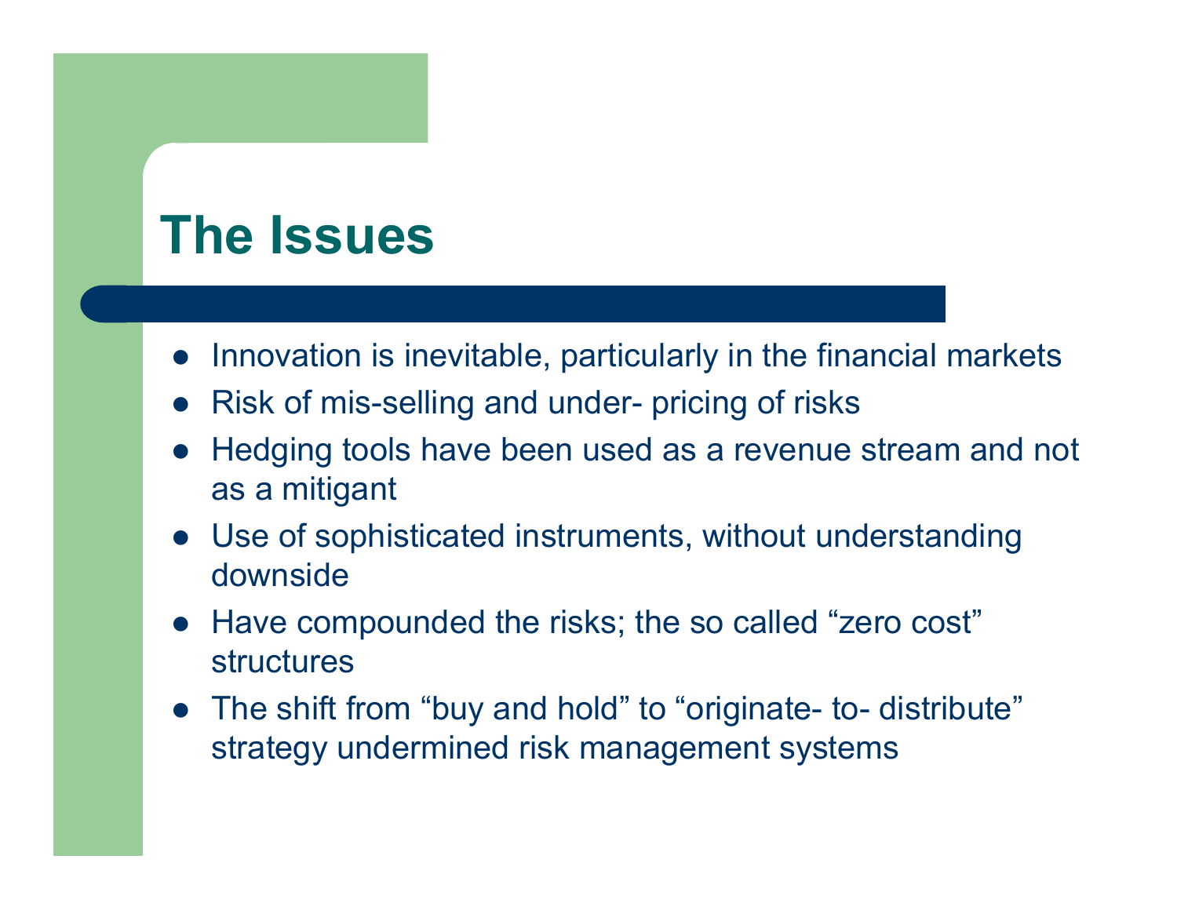# The Issues

- Innovation is inevitable, particularly in the financial markets
- Risk of mis-selling and under- pricing of risks
- Hedging tools have been used as a revenue stream and not as a mitigant
- Use of sophisticated instruments, without understanding downside
- Have compounded the risks; the so called “zero cost” structures
- The shift from “buy and hold” to “originate- to- distribute” strategy undermined risk management systems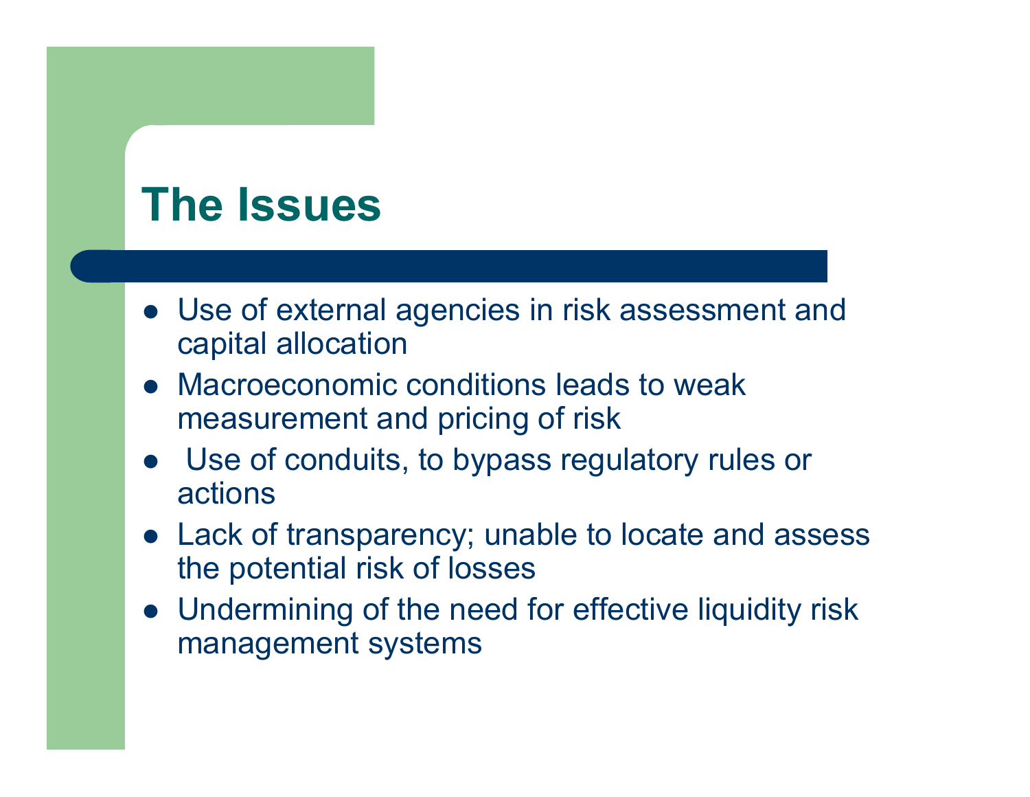# The Issues

- Use of external agencies in risk assessment and capital allocation
- Macroeconomic conditions leads to weak measurement and pricing of risk
- Use of conduits, to bypass regulatory rules or actions
- Lack of transparency; unable to locate and assess the potential risk of losses
- Undermining of the need for effective liquidity risk management systems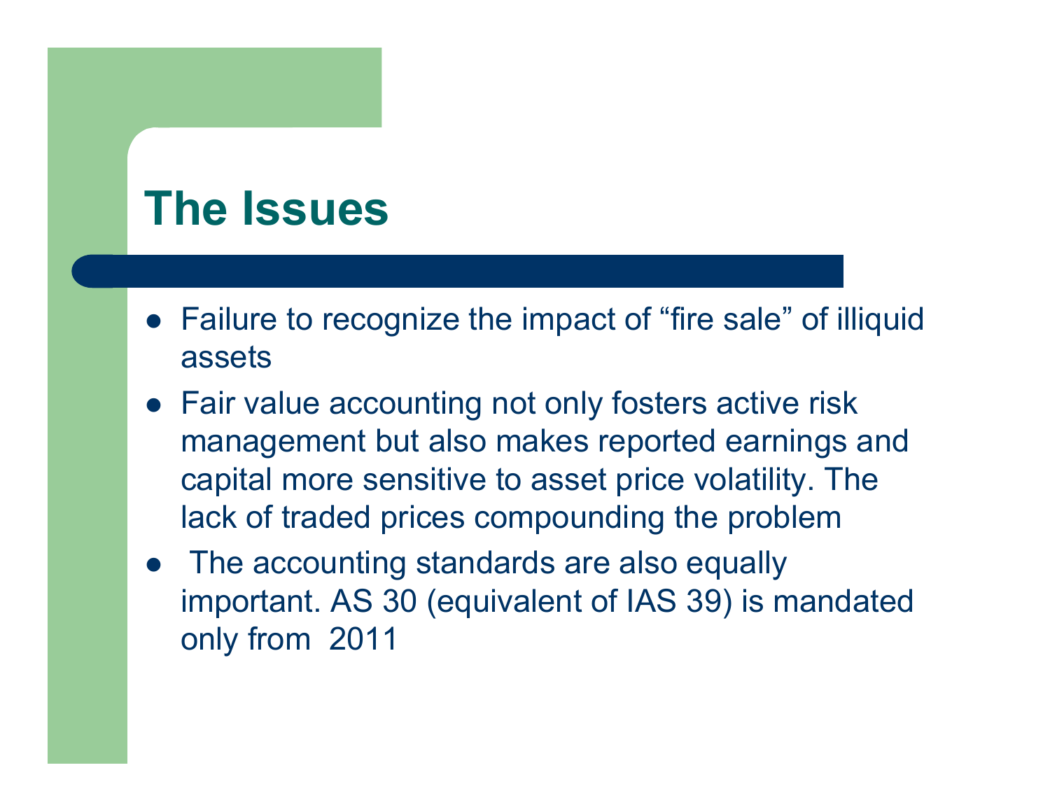# The Issues

- Failure to recognize the impact of "fire sale" of illiquid assets
- Fair value accounting not only fosters active risk management but also makes reported earnings and capital more sensitive to asset price volatility. The lack of traded prices compounding the problem
- The accounting standards are also equally important. AS 30 (equivalent of IAS 39) is mandated only from 2011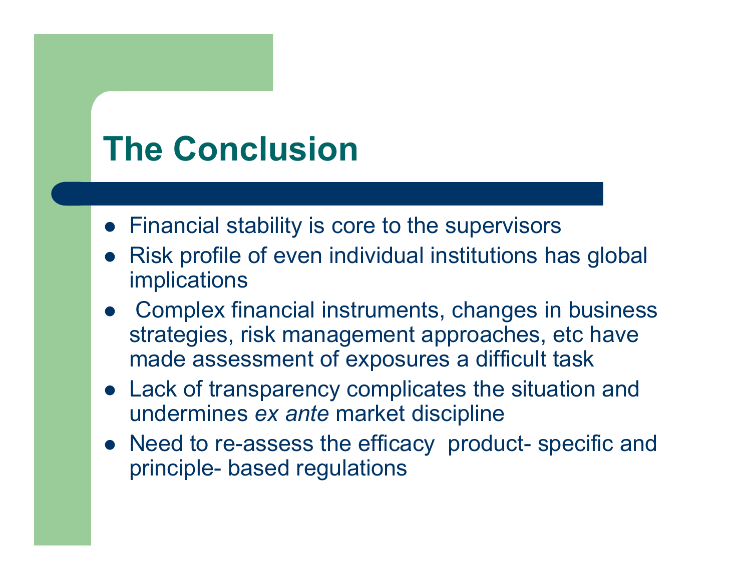# The Conclusion

- Financial stability is core to the supervisors
- Risk profile of even individual institutions has global implications
- Complex financial instruments, changes in business strategies, risk management approaches, etc have made assessment of exposures a difficult task
- Lack of transparency complicates the situation and undermines *ex ante* market discipline
- Need to re-assess the efficacy product- specific and principle- based regulations